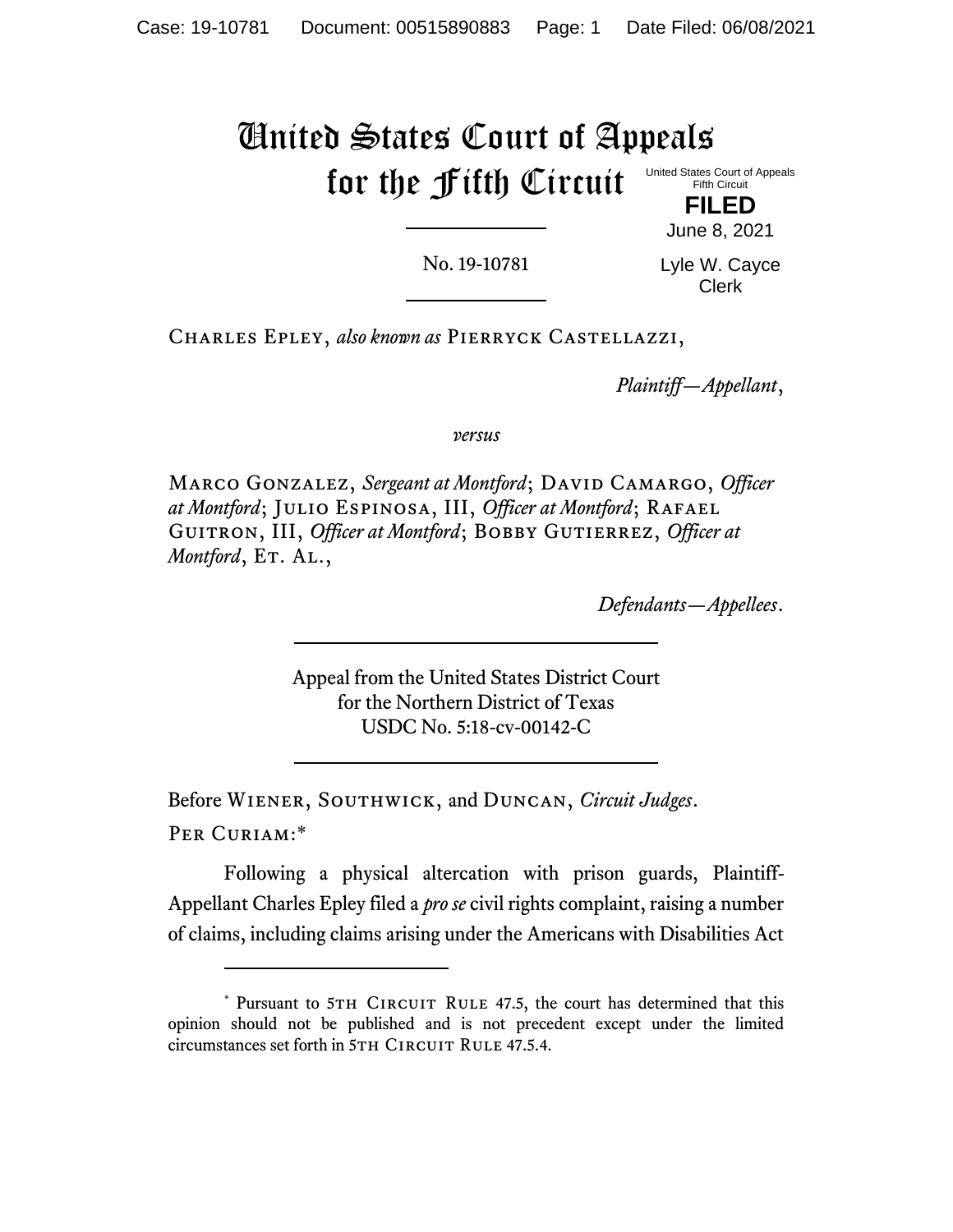# United States Court of Appeals for the Fifth Circuit

United States Court of Appeals
Fifth Circuit

**FILED**

June 8, 2021

Lyle W. Cayce
Clerk

No. 19-10781

---

Charles Epley, *also known as* Pierryck Castellazzi,

*Plaintiff—Appellant*,

*versus*

Marco Gonzalez, *Sergeant at Montford*; David Camargo, *Officer at Montford*; Julio Espinosa, III, *Officer at Montford*; Rafael Guitron, III, *Officer at Montford*; Bobby Gutierrez, *Officer at Montford*, Et. Al.,

*Defendants—Appellees*.

---

Appeal from the United States District Court
for the Northern District of Texas
USDC No. 5:18-cv-00142-C

---

Before Wiener, Southwick, and Duncan, *Circuit Judges*.

Per Curiam:*

Following a physical altercation with prison guards, Plaintiff-Appellant Charles Epley filed a *pro se* civil rights complaint, raising a number of claims, including claims arising under the Americans with Disabilities Act

---

* Pursuant to 5th Circuit Rule 47.5, the court has determined that this opinion should not be published and is not precedent except under the limited circumstances set forth in 5th Circuit Rule 47.5.4.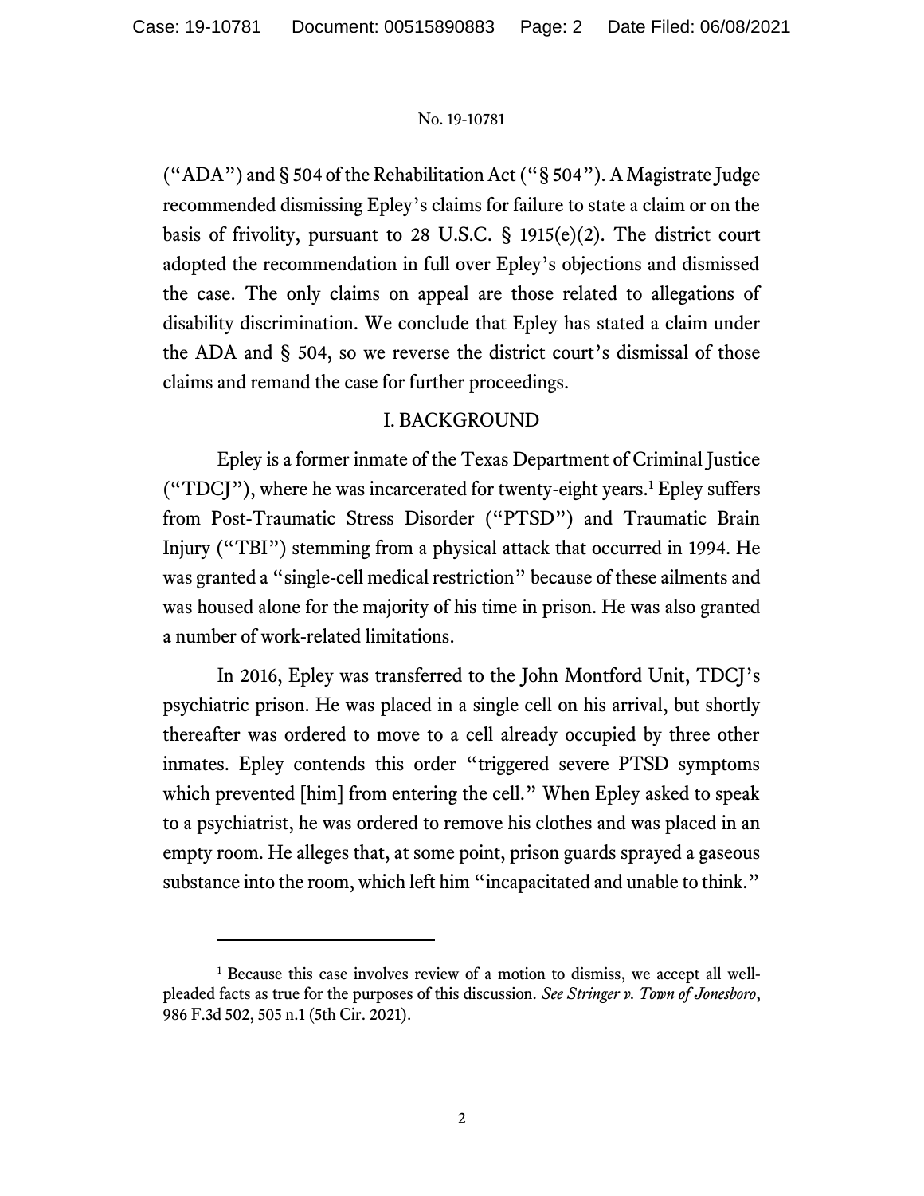("ADA") and § 504 of the Rehabilitation Act ("§ 504"). A Magistrate Judge recommended dismissing Epley's claims for failure to state a claim or on the basis of frivolity, pursuant to 28 U.S.C. § 1915(e)(2). The district court adopted the recommendation in full over Epley's objections and dismissed the case. The only claims on appeal are those related to allegations of disability discrimination. We conclude that Epley has stated a claim under the ADA and § 504, so we reverse the district court's dismissal of those claims and remand the case for further proceedings.

## I. BACKGROUND

Epley is a former inmate of the Texas Department of Criminal Justice ("TDCJ"), where he was incarcerated for twenty-eight years.[1] Epley suffers from Post-Traumatic Stress Disorder ("PTSD") and Traumatic Brain Injury ("TBI") stemming from a physical attack that occurred in 1994. He was granted a "single-cell medical restriction" because of these ailments and was housed alone for the majority of his time in prison. He was also granted a number of work-related limitations.

In 2016, Epley was transferred to the John Montford Unit, TDCJ's psychiatric prison. He was placed in a single cell on his arrival, but shortly thereafter was ordered to move to a cell already occupied by three other inmates. Epley contends this order "triggered severe PTSD symptoms which prevented [him] from entering the cell." When Epley asked to speak to a psychiatrist, he was ordered to remove his clothes and was placed in an empty room. He alleges that, at some point, prison guards sprayed a gaseous substance into the room, which left him "incapacitated and unable to think."

---

[1] Because this case involves review of a motion to dismiss, we accept all well-pleaded facts as true for the purposes of this discussion. *See Stringer v. Town of Jonesboro*, 986 F.3d 502, 505 n.1 (5th Cir. 2021).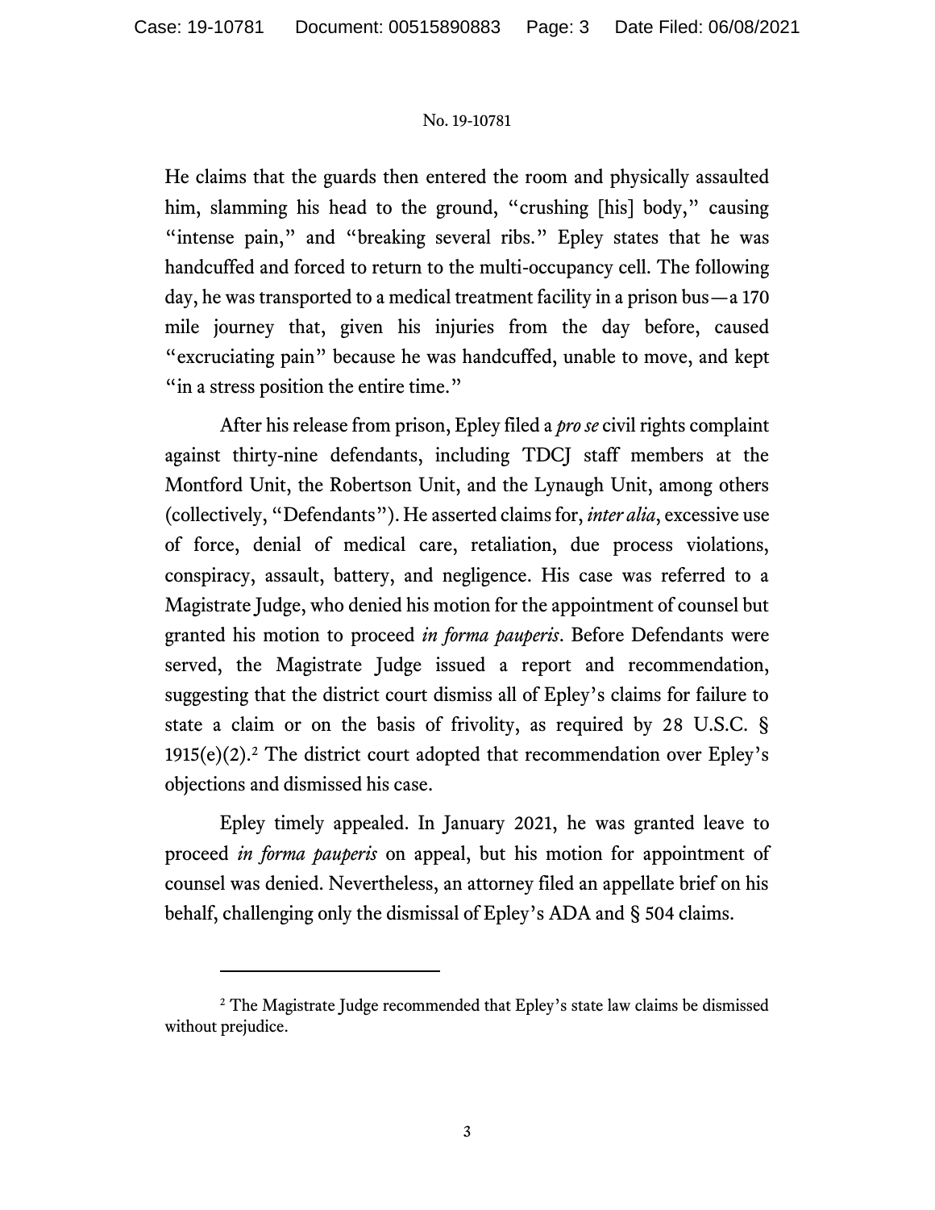He claims that the guards then entered the room and physically assaulted him, slamming his head to the ground, "crushing [his] body," causing "intense pain," and "breaking several ribs." Epley states that he was handcuffed and forced to return to the multi-occupancy cell. The following day, he was transported to a medical treatment facility in a prison bus—a 170 mile journey that, given his injuries from the day before, caused "excruciating pain" because he was handcuffed, unable to move, and kept "in a stress position the entire time."

After his release from prison, Epley filed a *pro se* civil rights complaint against thirty-nine defendants, including TDCJ staff members at the Montford Unit, the Robertson Unit, and the Lynaugh Unit, among others (collectively, "Defendants"). He asserted claims for, *inter alia*, excessive use of force, denial of medical care, retaliation, due process violations, conspiracy, assault, battery, and negligence. His case was referred to a Magistrate Judge, who denied his motion for the appointment of counsel but granted his motion to proceed *in forma pauperis*. Before Defendants were served, the Magistrate Judge issued a report and recommendation, suggesting that the district court dismiss all of Epley's claims for failure to state a claim or on the basis of frivolity, as required by 28 U.S.C. § 1915(e)(2).[2] The district court adopted that recommendation over Epley's objections and dismissed his case.

Epley timely appealed. In January 2021, he was granted leave to proceed *in forma pauperis* on appeal, but his motion for appointment of counsel was denied. Nevertheless, an attorney filed an appellate brief on his behalf, challenging only the dismissal of Epley's ADA and § 504 claims.

---

[2] The Magistrate Judge recommended that Epley's state law claims be dismissed without prejudice.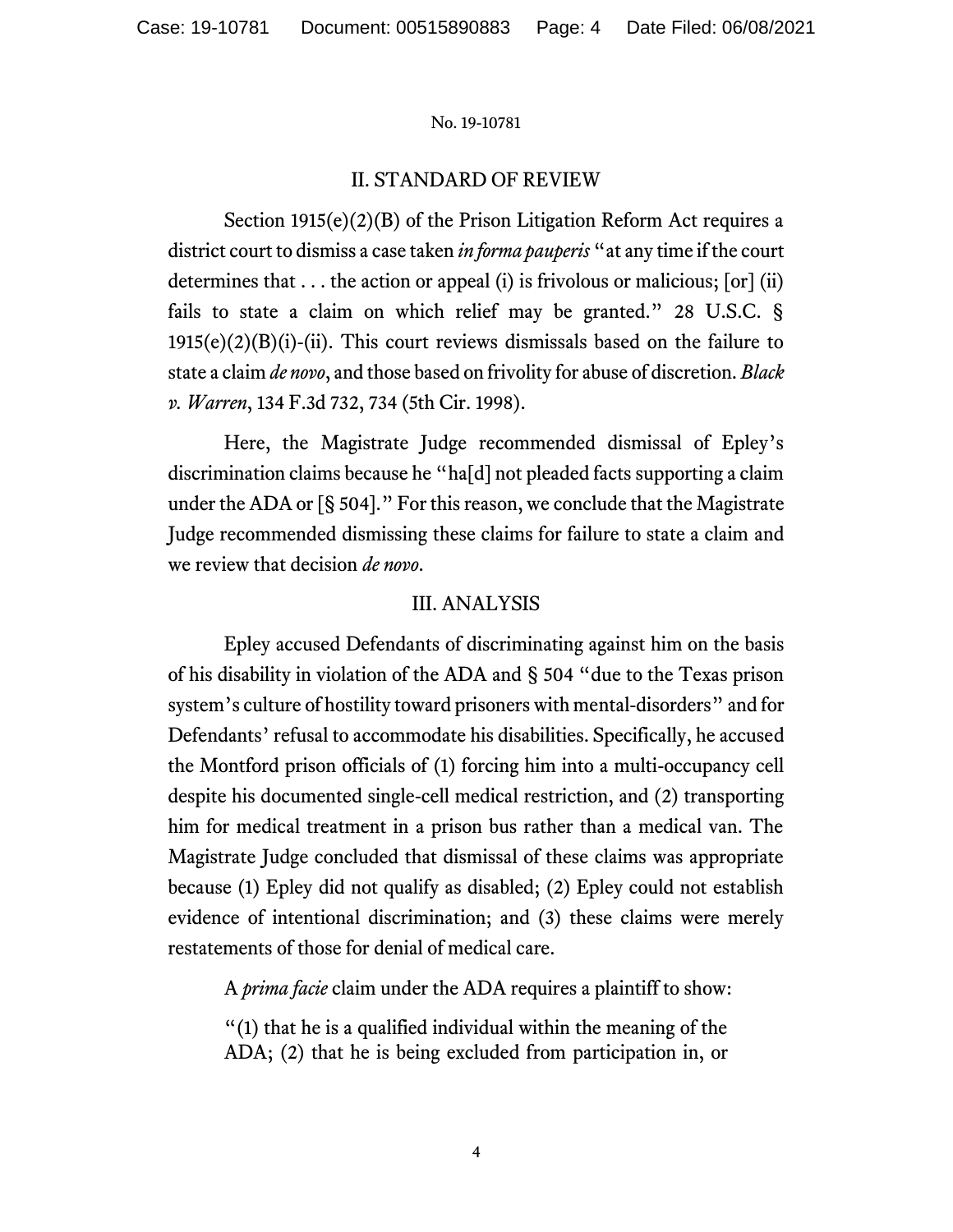## II. STANDARD OF REVIEW

Section 1915(e)(2)(B) of the Prison Litigation Reform Act requires a district court to dismiss a case taken *in forma pauperis* "at any time if the court determines that . . . the action or appeal (i) is frivolous or malicious; [or] (ii) fails to state a claim on which relief may be granted." 28 U.S.C. § 1915(e)(2)(B)(i)-(ii). This court reviews dismissals based on the failure to state a claim *de novo*, and those based on frivolity for abuse of discretion. *Black v. Warren*, 134 F.3d 732, 734 (5th Cir. 1998).

Here, the Magistrate Judge recommended dismissal of Epley's discrimination claims because he "ha[d] not pleaded facts supporting a claim under the ADA or [§ 504]." For this reason, we conclude that the Magistrate Judge recommended dismissing these claims for failure to state a claim and we review that decision *de novo*.

## III. ANALYSIS

Epley accused Defendants of discriminating against him on the basis of his disability in violation of the ADA and § 504 "due to the Texas prison system's culture of hostility toward prisoners with mental-disorders" and for Defendants' refusal to accommodate his disabilities. Specifically, he accused the Montford prison officials of (1) forcing him into a multi-occupancy cell despite his documented single-cell medical restriction, and (2) transporting him for medical treatment in a prison bus rather than a medical van. The Magistrate Judge concluded that dismissal of these claims was appropriate because (1) Epley did not qualify as disabled; (2) Epley could not establish evidence of intentional discrimination; and (3) these claims were merely restatements of those for denial of medical care.

A *prima facie* claim under the ADA requires a plaintiff to show:

> "(1) that he is a qualified individual within the meaning of the ADA; (2) that he is being excluded from participation in, or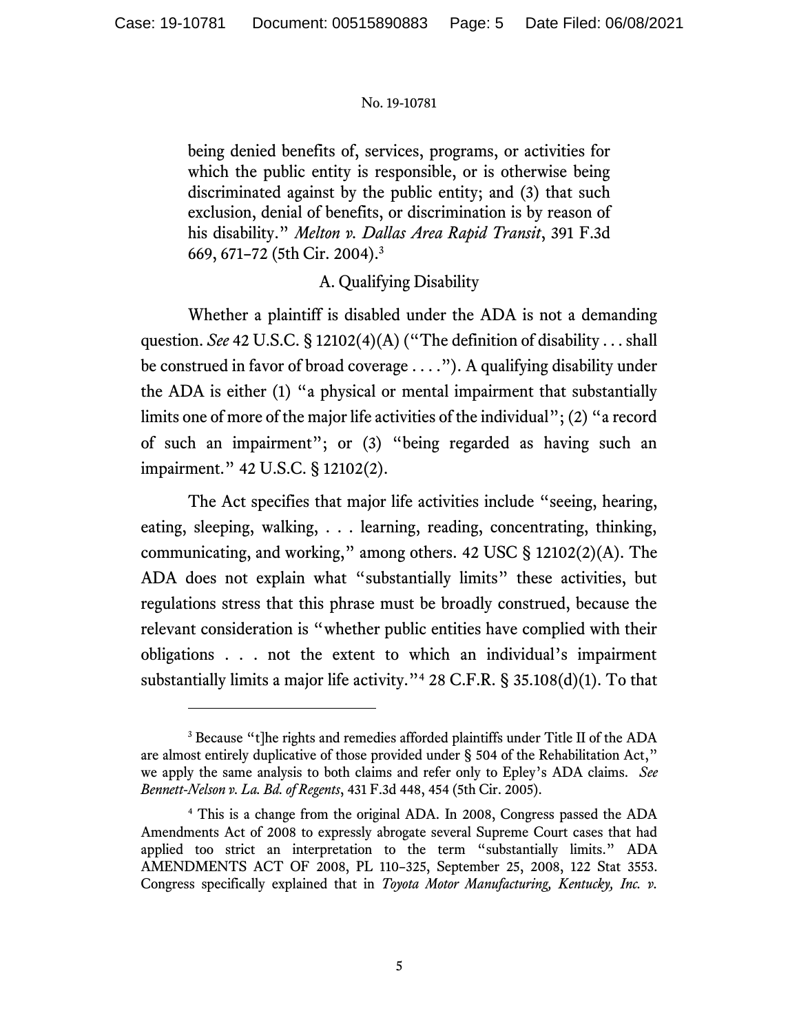being denied benefits of, services, programs, or activities for which the public entity is responsible, or is otherwise being discriminated against by the public entity; and (3) that such exclusion, denial of benefits, or discrimination is by reason of his disability." *Melton v. Dallas Area Rapid Transit*, 391 F.3d 669, 671–72 (5th Cir. 2004).[3]

## A. Qualifying Disability

Whether a plaintiff is disabled under the ADA is not a demanding question. *See* 42 U.S.C. § 12102(4)(A) ("The definition of disability . . . shall be construed in favor of broad coverage . . . ."). A qualifying disability under the ADA is either (1) "a physical or mental impairment that substantially limits one of more of the major life activities of the individual"; (2) "a record of such an impairment"; or (3) "being regarded as having such an impairment." 42 U.S.C. § 12102(2).

The Act specifies that major life activities include "seeing, hearing, eating, sleeping, walking, . . . learning, reading, concentrating, thinking, communicating, and working," among others. 42 USC § 12102(2)(A). The ADA does not explain what "substantially limits" these activities, but regulations stress that this phrase must be broadly construed, because the relevant consideration is "whether public entities have complied with their obligations . . . not the extent to which an individual's impairment substantially limits a major life activity."[4] 28 C.F.R. § 35.108(d)(1). To that

---

[3] Because "t]he rights and remedies afforded plaintiffs under Title II of the ADA are almost entirely duplicative of those provided under § 504 of the Rehabilitation Act," we apply the same analysis to both claims and refer only to Epley's ADA claims. *See Bennett-Nelson v. La. Bd. of Regents*, 431 F.3d 448, 454 (5th Cir. 2005).

[4] This is a change from the original ADA. In 2008, Congress passed the ADA Amendments Act of 2008 to expressly abrogate several Supreme Court cases that had applied too strict an interpretation to the term "substantially limits." ADA AMENDMENTS ACT OF 2008, PL 110–325, September 25, 2008, 122 Stat 3553. Congress specifically explained that in *Toyota Motor Manufacturing, Kentucky, Inc. v.*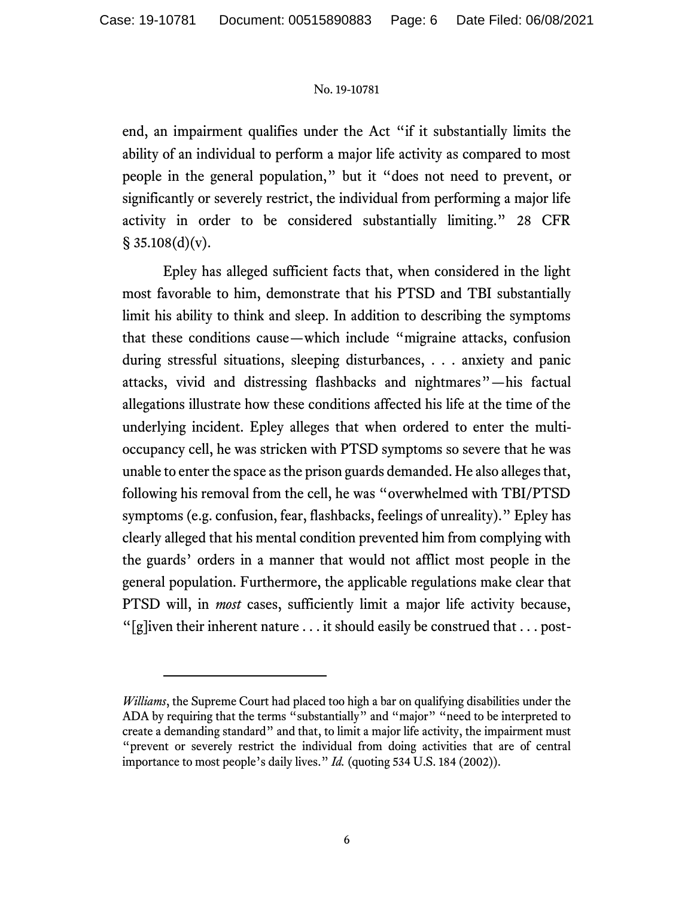end, an impairment qualifies under the Act "if it substantially limits the ability of an individual to perform a major life activity as compared to most people in the general population," but it "does not need to prevent, or significantly or severely restrict, the individual from performing a major life activity in order to be considered substantially limiting." 28 CFR § 35.108(d)(v).

Epley has alleged sufficient facts that, when considered in the light most favorable to him, demonstrate that his PTSD and TBI substantially limit his ability to think and sleep. In addition to describing the symptoms that these conditions cause—which include "migraine attacks, confusion during stressful situations, sleeping disturbances, . . . anxiety and panic attacks, vivid and distressing flashbacks and nightmares"—his factual allegations illustrate how these conditions affected his life at the time of the underlying incident. Epley alleges that when ordered to enter the multi-occupancy cell, he was stricken with PTSD symptoms so severe that he was unable to enter the space as the prison guards demanded. He also alleges that, following his removal from the cell, he was "overwhelmed with TBI/PTSD symptoms (e.g. confusion, fear, flashbacks, feelings of unreality)." Epley has clearly alleged that his mental condition prevented him from complying with the guards' orders in a manner that would not afflict most people in the general population. Furthermore, the applicable regulations make clear that PTSD will, in *most* cases, sufficiently limit a major life activity because, "[g]iven their inherent nature . . . it should easily be construed that . . . post-

---

*Williams*, the Supreme Court had placed too high a bar on qualifying disabilities under the ADA by requiring that the terms "substantially" and "major" "need to be interpreted to create a demanding standard" and that, to limit a major life activity, the impairment must "prevent or severely restrict the individual from doing activities that are of central importance to most people's daily lives." *Id.* (quoting 534 U.S. 184 (2002)).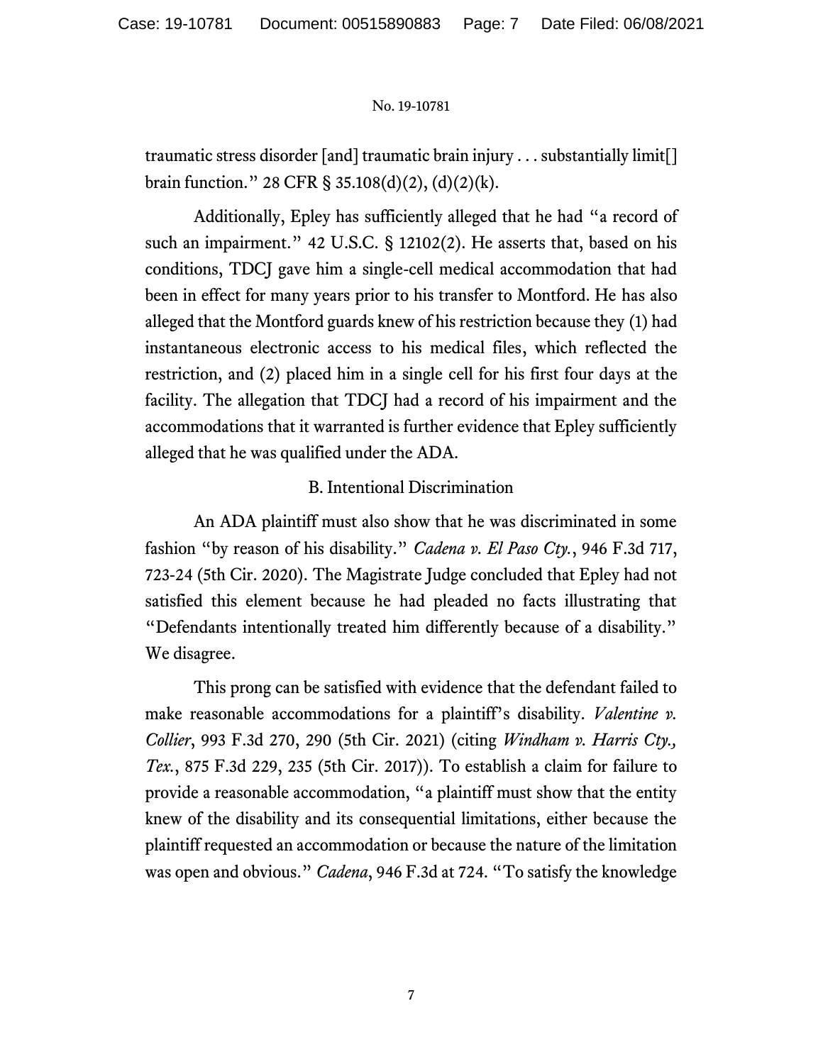traumatic stress disorder [and] traumatic brain injury . . . substantially limit[] brain function." 28 CFR § 35.108(d)(2), (d)(2)(k).

Additionally, Epley has sufficiently alleged that he had "a record of such an impairment." 42 U.S.C. § 12102(2). He asserts that, based on his conditions, TDCJ gave him a single-cell medical accommodation that had been in effect for many years prior to his transfer to Montford. He has also alleged that the Montford guards knew of his restriction because they (1) had instantaneous electronic access to his medical files, which reflected the restriction, and (2) placed him in a single cell for his first four days at the facility. The allegation that TDCJ had a record of his impairment and the accommodations that it warranted is further evidence that Epley sufficiently alleged that he was qualified under the ADA.

### B. Intentional Discrimination

An ADA plaintiff must also show that he was discriminated in some fashion "by reason of his disability." *Cadena v. El Paso Cty.*, 946 F.3d 717, 723-24 (5th Cir. 2020). The Magistrate Judge concluded that Epley had not satisfied this element because he had pleaded no facts illustrating that "Defendants intentionally treated him differently because of a disability." We disagree.

This prong can be satisfied with evidence that the defendant failed to make reasonable accommodations for a plaintiff's disability. *Valentine v. Collier*, 993 F.3d 270, 290 (5th Cir. 2021) (citing *Windham v. Harris Cty., Tex.*, 875 F.3d 229, 235 (5th Cir. 2017)). To establish a claim for failure to provide a reasonable accommodation, "a plaintiff must show that the entity knew of the disability and its consequential limitations, either because the plaintiff requested an accommodation or because the nature of the limitation was open and obvious." *Cadena*, 946 F.3d at 724. "To satisfy the knowledge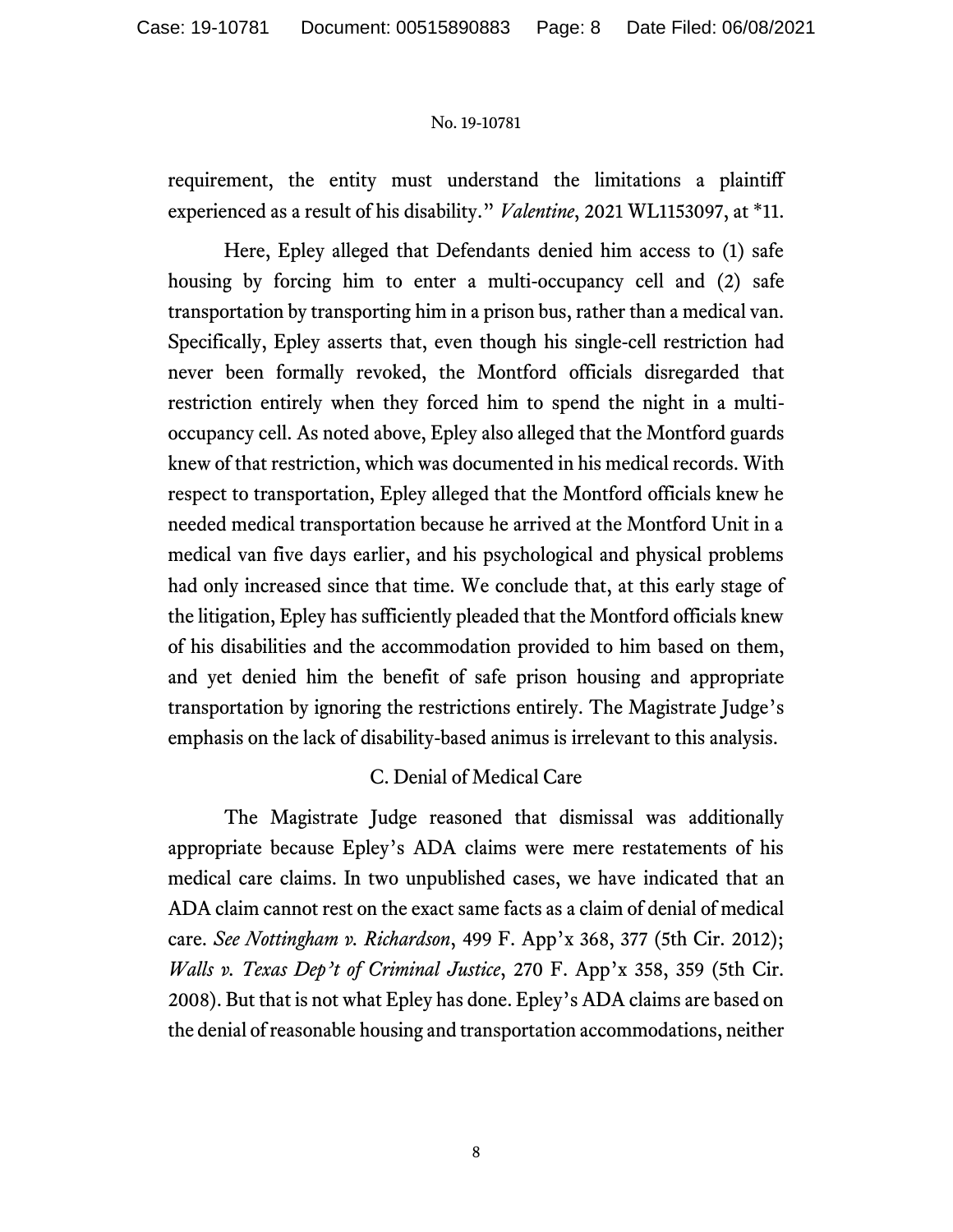requirement, the entity must understand the limitations a plaintiff experienced as a result of his disability." *Valentine*, 2021 WL1153097, at *11.

Here, Epley alleged that Defendants denied him access to (1) safe housing by forcing him to enter a multi-occupancy cell and (2) safe transportation by transporting him in a prison bus, rather than a medical van. Specifically, Epley asserts that, even though his single-cell restriction had never been formally revoked, the Montford officials disregarded that restriction entirely when they forced him to spend the night in a multi-occupancy cell. As noted above, Epley also alleged that the Montford guards knew of that restriction, which was documented in his medical records. With respect to transportation, Epley alleged that the Montford officials knew he needed medical transportation because he arrived at the Montford Unit in a medical van five days earlier, and his psychological and physical problems had only increased since that time. We conclude that, at this early stage of the litigation, Epley has sufficiently pleaded that the Montford officials knew of his disabilities and the accommodation provided to him based on them, and yet denied him the benefit of safe prison housing and appropriate transportation by ignoring the restrictions entirely. The Magistrate Judge's emphasis on the lack of disability-based animus is irrelevant to this analysis.

### C. Denial of Medical Care

The Magistrate Judge reasoned that dismissal was additionally appropriate because Epley's ADA claims were mere restatements of his medical care claims. In two unpublished cases, we have indicated that an ADA claim cannot rest on the exact same facts as a claim of denial of medical care. *See Nottingham v. Richardson*, 499 F. App'x 368, 377 (5th Cir. 2012); *Walls v. Texas Dep't of Criminal Justice*, 270 F. App'x 358, 359 (5th Cir. 2008). But that is not what Epley has done. Epley's ADA claims are based on the denial of reasonable housing and transportation accommodations, neither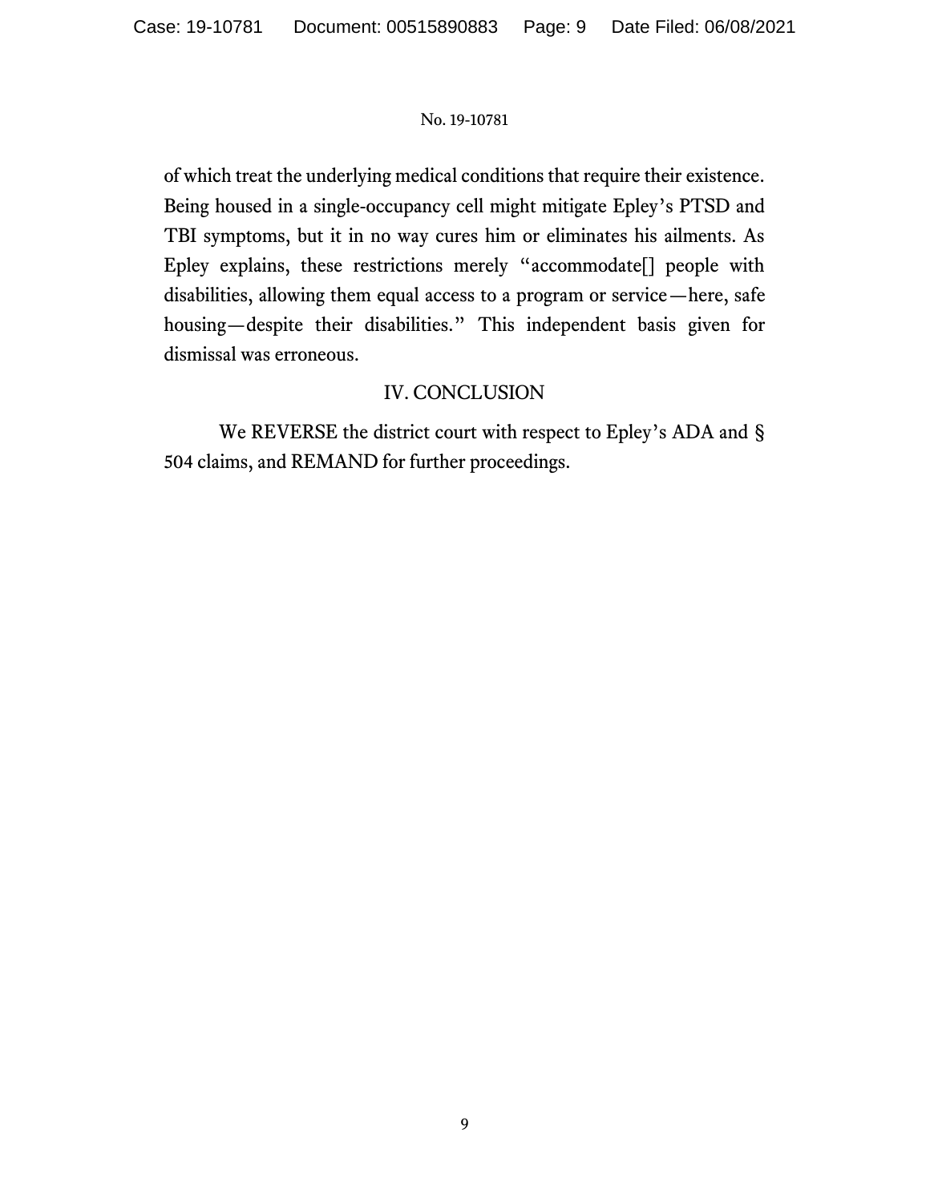of which treat the underlying medical conditions that require their existence. Being housed in a single-occupancy cell might mitigate Epley's PTSD and TBI symptoms, but it in no way cures him or eliminates his ailments. As Epley explains, these restrictions merely "accommodate[] people with disabilities, allowing them equal access to a program or service—here, safe housing—despite their disabilities." This independent basis given for dismissal was erroneous.

## IV. CONCLUSION

We REVERSE the district court with respect to Epley's ADA and § 504 claims, and REMAND for further proceedings.